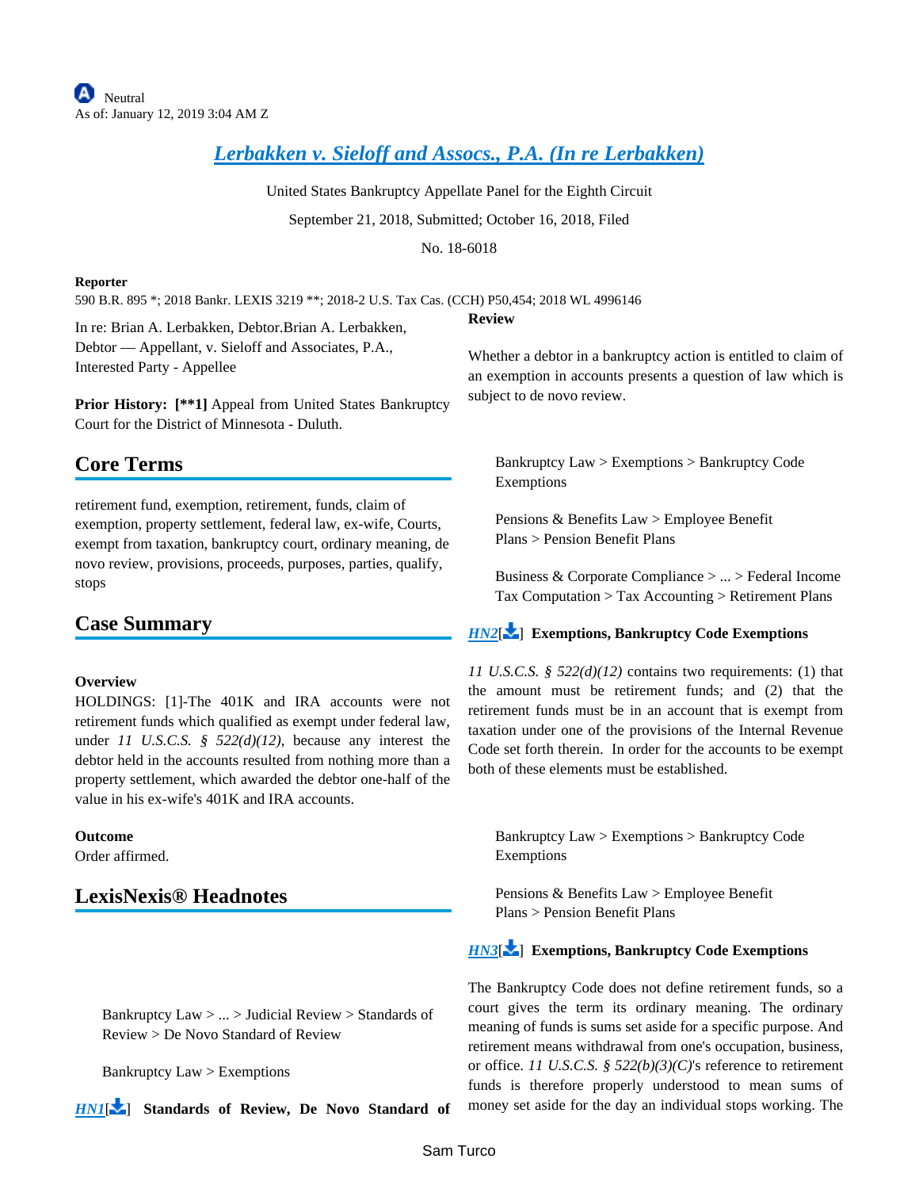Neutral
As of: January 12, 2019 3:04 AM Z

# Lerbakken v. Sieloff and Assocs., P.A. (In re Lerbakken)

United States Bankruptcy Appellate Panel for the Eighth Circuit

September 21, 2018, Submitted; October 16, 2018, Filed

No. 18-6018

**Reporter**

590 B.R. 895 *; 2018 Bankr. LEXIS 3219 **; 2018-2 U.S. Tax Cas. (CCH) P50,454; 2018 WL 4996146

In re: Brian A. Lerbakken, Debtor.Brian A. Lerbakken, Debtor — Appellant, v. Sieloff and Associates, P.A., Interested Party - Appellee

**Prior History: [**1]** Appeal from United States Bankruptcy Court for the District of Minnesota - Duluth.

## Core Terms

retirement fund, exemption, retirement, funds, claim of exemption, property settlement, federal law, ex-wife, Courts, exempt from taxation, bankruptcy court, ordinary meaning, de novo review, provisions, proceeds, purposes, parties, qualify, stops

## Case Summary

**Overview**

HOLDINGS: [1]-The 401K and IRA accounts were not retirement funds which qualified as exempt under federal law, under *11 U.S.C.S. § 522(d)(12)*, because any interest the debtor held in the accounts resulted from nothing more than a property settlement, which awarded the debtor one-half of the value in his ex-wife's 401K and IRA accounts.

**Outcome**

Order affirmed.

## LexisNexis® Headnotes

Bankruptcy Law > ... > Judicial Review > Standards of Review > De Novo Standard of Review

Bankruptcy Law > Exemptions

*HN1*[] **Standards of Review, De Novo Standard of Review**

Whether a debtor in a bankruptcy action is entitled to claim of an exemption in accounts presents a question of law which is subject to de novo review.

Bankruptcy Law > Exemptions > Bankruptcy Code Exemptions

Pensions & Benefits Law > Employee Benefit Plans > Pension Benefit Plans

Business & Corporate Compliance > ... > Federal Income Tax Computation > Tax Accounting > Retirement Plans

*HN2*[] **Exemptions, Bankruptcy Code Exemptions**

*11 U.S.C.S. § 522(d)(12)* contains two requirements: (1) that the amount must be retirement funds; and (2) that the retirement funds must be in an account that is exempt from taxation under one of the provisions of the Internal Revenue Code set forth therein. In order for the accounts to be exempt both of these elements must be established.

Bankruptcy Law > Exemptions > Bankruptcy Code Exemptions

Pensions & Benefits Law > Employee Benefit Plans > Pension Benefit Plans

*HN3*[] **Exemptions, Bankruptcy Code Exemptions**

The Bankruptcy Code does not define retirement funds, so a court gives the term its ordinary meaning. The ordinary meaning of funds is sums set aside for a specific purpose. And retirement means withdrawal from one's occupation, business, or office. *11 U.S.C.S. § 522(b)(3)(C)*'s reference to retirement funds is therefore properly understood to mean sums of money set aside for the day an individual stops working. The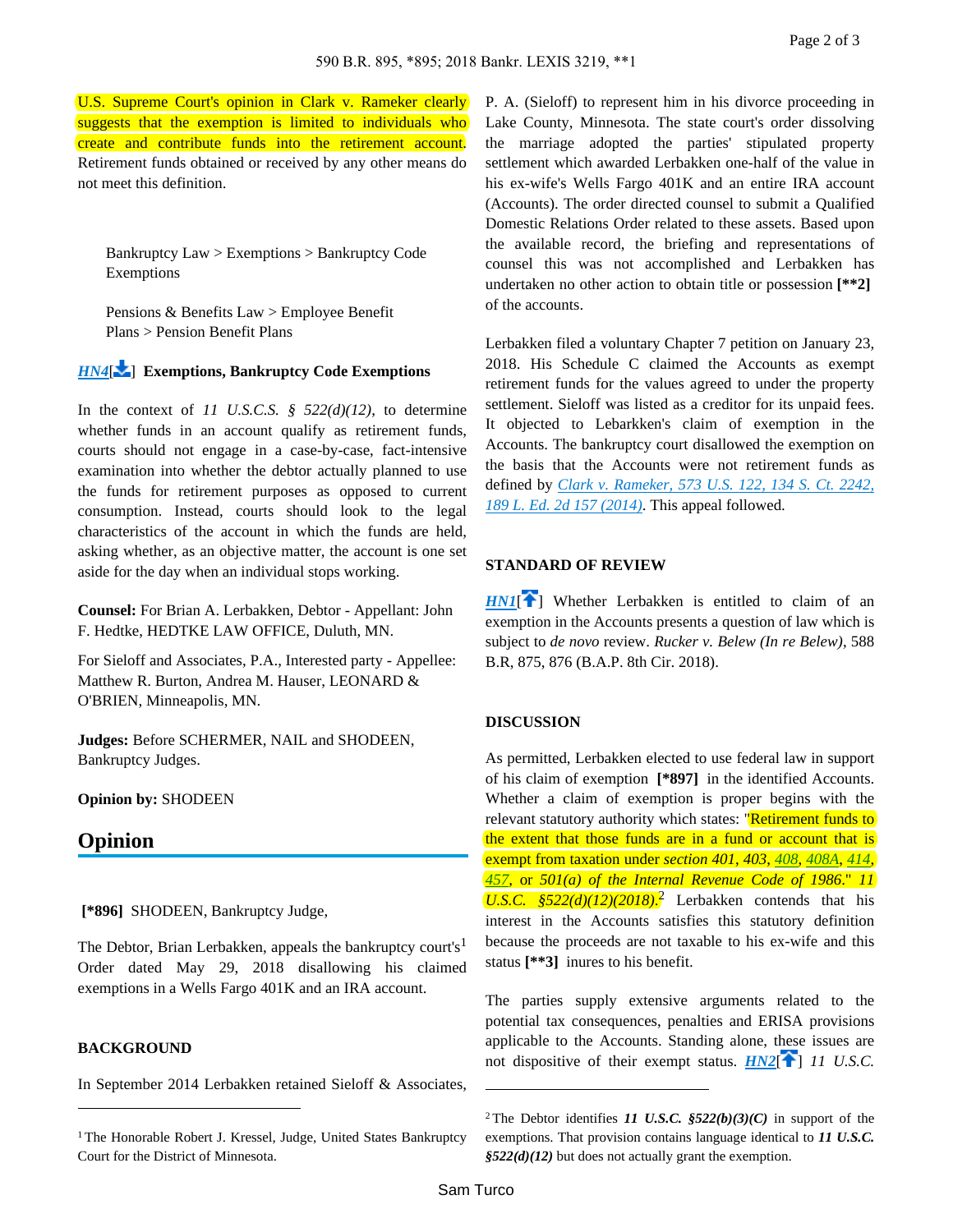U.S. Supreme Court's opinion in Clark v. Rameker clearly suggests that the exemption is limited to individuals who create and contribute funds into the retirement account. Retirement funds obtained or received by any other means do not meet this definition.

Bankruptcy Law > Exemptions > Bankruptcy Code Exemptions

Pensions & Benefits Law > Employee Benefit Plans > Pension Benefit Plans

*HN4*[] **Exemptions, Bankruptcy Code Exemptions**

In the context of *11 U.S.C.S. § 522(d)(12)*, to determine whether funds in an account qualify as retirement funds, courts should not engage in a case-by-case, fact-intensive examination into whether the debtor actually planned to use the funds for retirement purposes as opposed to current consumption. Instead, courts should look to the legal characteristics of the account in which the funds are held, asking whether, as an objective matter, the account is one set aside for the day when an individual stops working.

**Counsel:** For Brian A. Lerbakken, Debtor - Appellant: John F. Hedtke, HEDTKE LAW OFFICE, Duluth, MN.

For Sieloff and Associates, P.A., Interested party - Appellee: Matthew R. Burton, Andrea M. Hauser, LEONARD & O'BRIEN, Minneapolis, MN.

**Judges:** Before SCHERMER, NAIL and SHODEEN, Bankruptcy Judges.

**Opinion by:** SHODEEN

## Opinion

**[*896]** SHODEEN, Bankruptcy Judge,

The Debtor, Brian Lerbakken, appeals the bankruptcy court's[1] Order dated May 29, 2018 disallowing his claimed exemptions in a Wells Fargo 401K and an IRA account.

### BACKGROUND

In September 2014 Lerbakken retained Sieloff & Associates, P. A. (Sieloff) to represent him in his divorce proceeding in Lake County, Minnesota. The state court's order dissolving the marriage adopted the parties' stipulated property settlement which awarded Lerbakken one-half of the value in his ex-wife's Wells Fargo 401K and an entire IRA account (Accounts). The order directed counsel to submit a Qualified Domestic Relations Order related to these assets. Based upon the available record, the briefing and representations of counsel this was not accomplished and Lerbakken has undertaken no other action to obtain title or possession **[**2]** of the accounts.

Lerbakken filed a voluntary Chapter 7 petition on January 23, 2018. His Schedule C claimed the Accounts as exempt retirement funds for the values agreed to under the property settlement. Sieloff was listed as a creditor for its unpaid fees. It objected to Lebarkken's claim of exemption in the Accounts. The bankruptcy court disallowed the exemption on the basis that the Accounts were not retirement funds as defined by *Clark v. Rameker, 573 U.S. 122, 134 S. Ct. 2242, 189 L. Ed. 2d 157 (2014)*. This appeal followed.

### STANDARD OF REVIEW

*HN1*[] Whether Lerbakken is entitled to claim of an exemption in the Accounts presents a question of law which is subject to *de novo* review. *Rucker v. Belew (In re Belew)*, 588 B.R, 875, 876 (B.A.P. 8th Cir. 2018).

### DISCUSSION

As permitted, Lerbakken elected to use federal law in support of his claim of exemption **[*897]** in the identified Accounts. Whether a claim of exemption is proper begins with the relevant statutory authority which states: "Retirement funds to the extent that those funds are in a fund or account that is exempt from taxation under *section 401, 403, 408, 408A, 414, 457*, or *501(a) of the Internal Revenue Code of 1986*." *11 U.S.C. §522(d)(12)(2018)*.[2] Lerbakken contends that his interest in the Accounts satisfies this statutory definition because the proceeds are not taxable to his ex-wife and this status **[**3]** inures to his benefit.

The parties supply extensive arguments related to the potential tax consequences, penalties and ERISA provisions applicable to the Accounts. Standing alone, these issues are not dispositive of their exempt status. *HN2*[] *11 U.S.C.*

---

[1] The Honorable Robert J. Kressel, Judge, United States Bankruptcy Court for the District of Minnesota.

[2] The Debtor identifies ***11 U.S.C. §522(b)(3)(C)*** in support of the exemptions. That provision contains language identical to ***11 U.S.C. §522(d)(12)*** but does not actually grant the exemption.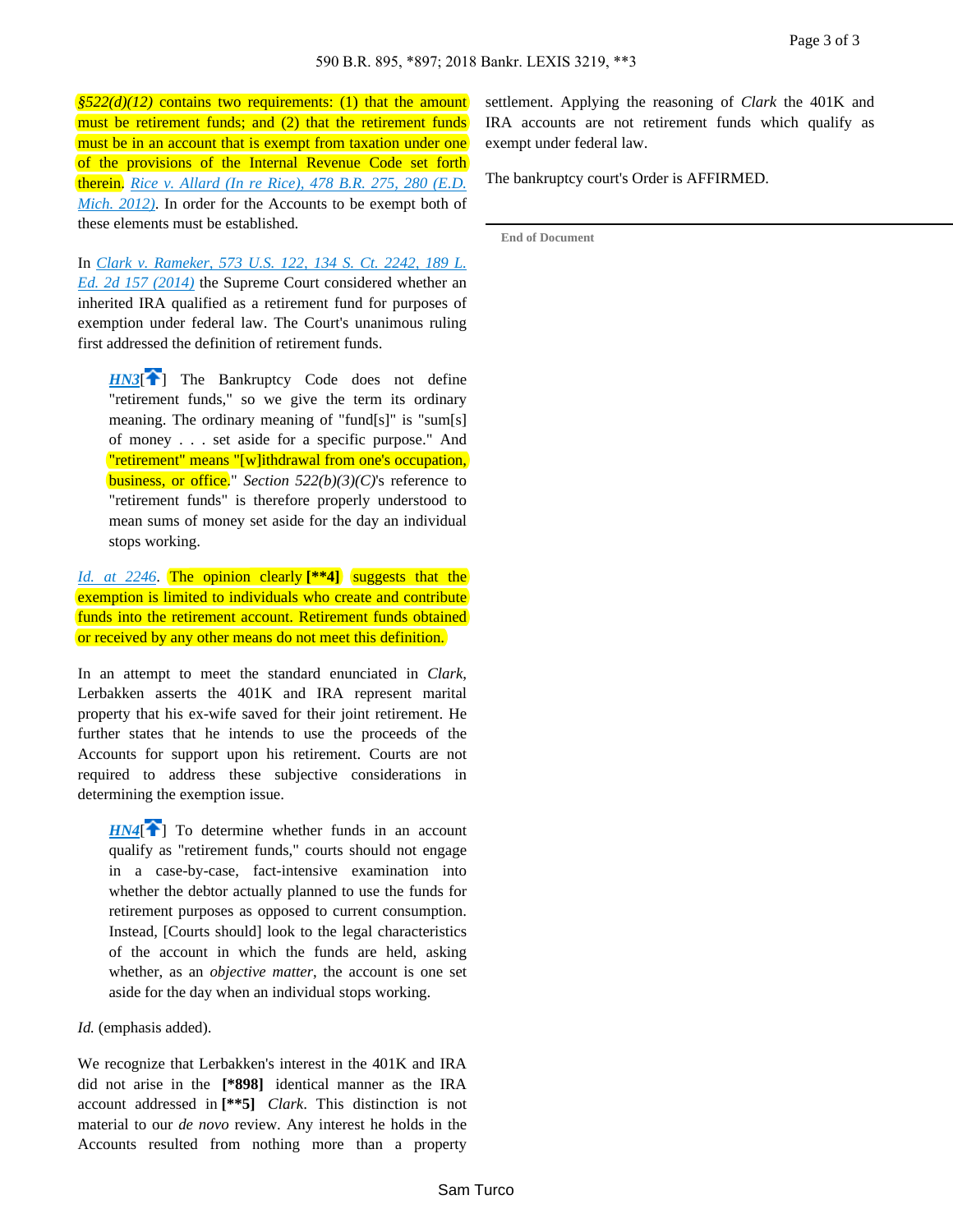*§522(d)(12)* contains two requirements: (1) that the amount must be retirement funds; and (2) that the retirement funds must be in an account that is exempt from taxation under one of the provisions of the Internal Revenue Code set forth therein. *Rice v. Allard (In re Rice), 478 B.R. 275, 280 (E.D. Mich. 2012)*. In order for the Accounts to be exempt both of these elements must be established.

In *Clark v. Rameker, 573 U.S. 122, 134 S. Ct. 2242, 189 L. Ed. 2d 157 (2014)* the Supreme Court considered whether an inherited IRA qualified as a retirement fund for purposes of exemption under federal law. The Court's unanimous ruling first addressed the definition of retirement funds.

> HN3[] The Bankruptcy Code does not define "retirement funds," so we give the term its ordinary meaning. The ordinary meaning of "fund[s]" is "sum[s] of money . . . set aside for a specific purpose." And "retirement" means "[w]ithdrawal from one's occupation, business, or office." *Section 522(b)(3)(C)*'s reference to "retirement funds" is therefore properly understood to mean sums of money set aside for the day an individual stops working.

*Id. at 2246*. The opinion clearly **[**4]** suggests that the exemption is limited to individuals who create and contribute funds into the retirement account. Retirement funds obtained or received by any other means do not meet this definition.

In an attempt to meet the standard enunciated in *Clark*, Lerbakken asserts the 401K and IRA represent marital property that his ex-wife saved for their joint retirement. He further states that he intends to use the proceeds of the Accounts for support upon his retirement. Courts are not required to address these subjective considerations in determining the exemption issue.

> HN4[] To determine whether funds in an account qualify as "retirement funds," courts should not engage in a case-by-case, fact-intensive examination into whether the debtor actually planned to use the funds for retirement purposes as opposed to current consumption. Instead, [Courts should] look to the legal characteristics of the account in which the funds are held, asking whether, as an *objective matter*, the account is one set aside for the day when an individual stops working.

*Id.* (emphasis added).

We recognize that Lerbakken's interest in the 401K and IRA did not arise in the **[*898]** identical manner as the IRA account addressed in **[**5]** *Clark*. This distinction is not material to our *de novo* review. Any interest he holds in the Accounts resulted from nothing more than a property settlement. Applying the reasoning of *Clark* the 401K and IRA accounts are not retirement funds which qualify as exempt under federal law.

The bankruptcy court's Order is AFFIRMED.

---

**End of Document**

Sam Turco